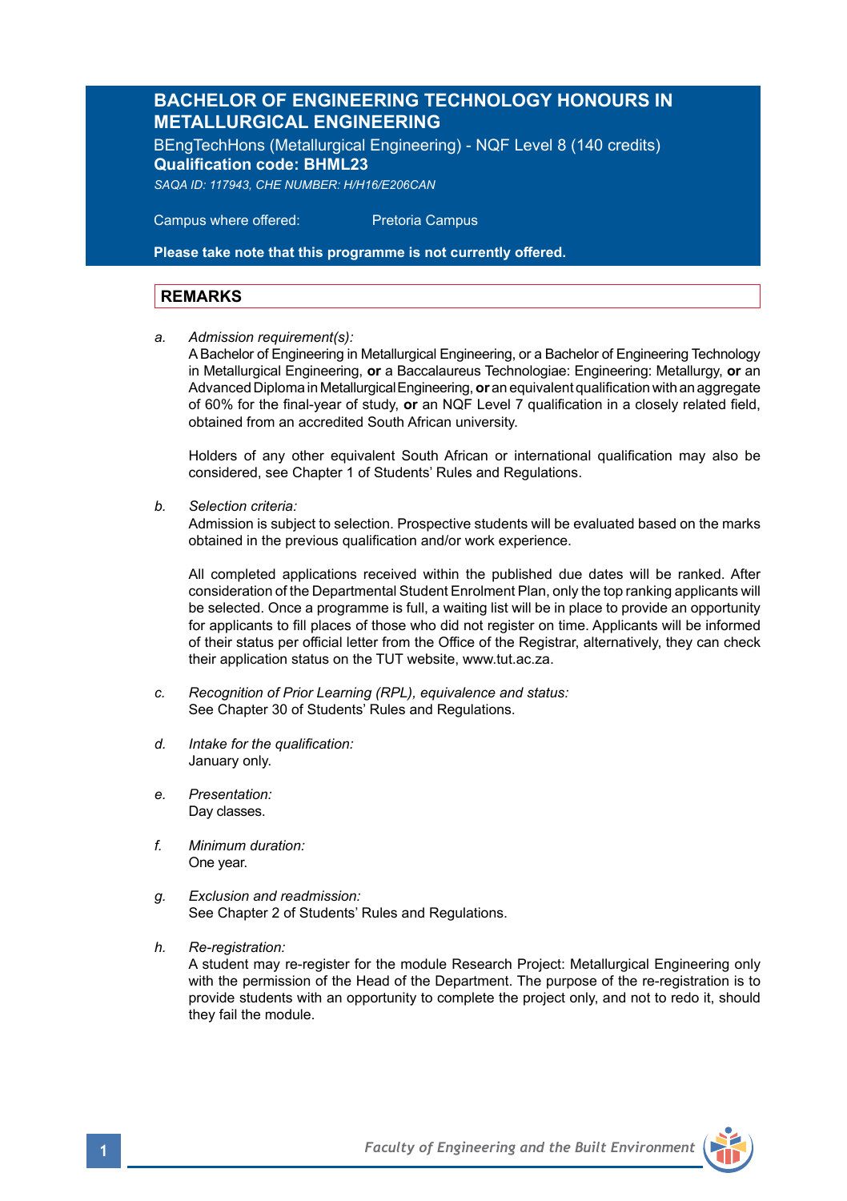# BACHELOR OF ENGINEERING TECHNOLOGY HONOURS IN METALLURGICAL ENGINEERING

BEngTechHons (Metallurgical Engineering) - NQF Level 8 (140 credits)
**Qualification code: BHML23**
*SAQA ID: 117943, CHE NUMBER: H/H16/E206CAN*

Campus where offered: Pretoria Campus

**Please take note that this programme is not currently offered.**

## REMARKS

a. *Admission requirement(s):*
A Bachelor of Engineering in Metallurgical Engineering, or a Bachelor of Engineering Technology in Metallurgical Engineering, **or** a Baccalaureus Technologiae: Engineering: Metallurgy, **or** an Advanced Diploma in Metallurgical Engineering, **or** an equivalent qualification with an aggregate of 60% for the final-year of study, **or** an NQF Level 7 qualification in a closely related field, obtained from an accredited South African university.

Holders of any other equivalent South African or international qualification may also be considered, see Chapter 1 of Students' Rules and Regulations.

b. *Selection criteria:*
Admission is subject to selection. Prospective students will be evaluated based on the marks obtained in the previous qualification and/or work experience.

All completed applications received within the published due dates will be ranked. After consideration of the Departmental Student Enrolment Plan, only the top ranking applicants will be selected. Once a programme is full, a waiting list will be in place to provide an opportunity for applicants to fill places of those who did not register on time. Applicants will be informed of their status per official letter from the Office of the Registrar, alternatively, they can check their application status on the TUT website, www.tut.ac.za.

c. *Recognition of Prior Learning (RPL), equivalence and status:*
See Chapter 30 of Students' Rules and Regulations.

d. *Intake for the qualification:*
January only.

e. *Presentation:*
Day classes.

f. *Minimum duration:*
One year.

g. *Exclusion and readmission:*
See Chapter 2 of Students' Rules and Regulations.

h. *Re-registration:*
A student may re-register for the module Research Project: Metallurgical Engineering only with the permission of the Head of the Department. The purpose of the re-registration is to provide students with an opportunity to complete the project only, and not to redo it, should they fail the module.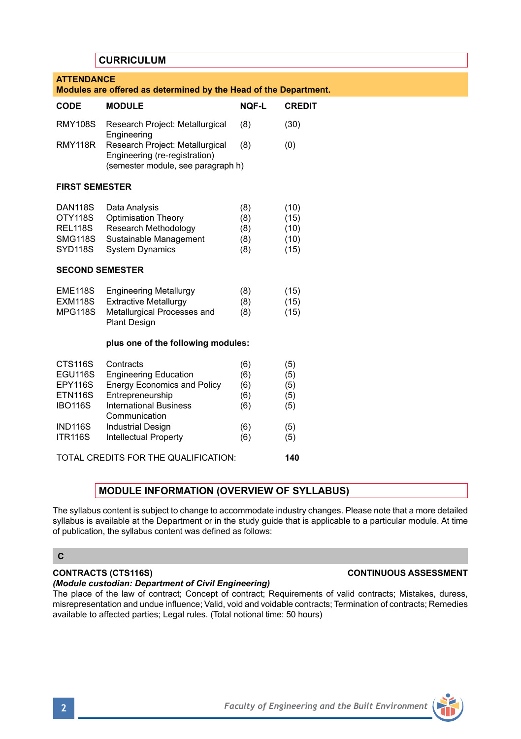## CURRICULUM

**ATTENDANCE**
**Modules are offered as determined by the Head of the Department.**

| CODE | MODULE | NQF-L | CREDIT |
|---|---|---|---|
| RMY108S | Research Project: Metallurgical Engineering | (8) | (30) |
| RMY118R | Research Project: Metallurgical Engineering (re-registration) (semester module, see paragraph h) | (8) | (0) |
| **FIRST SEMESTER** | | | |
| DAN118S | Data Analysis | (8) | (10) |
| OTY118S | Optimisation Theory | (8) | (15) |
| REL118S | Research Methodology | (8) | (10) |
| SMG118S | Sustainable Management | (8) | (10) |
| SYD118S | System Dynamics | (8) | (15) |
| **SECOND SEMESTER** | | | |
| EME118S | Engineering Metallurgy | (8) | (15) |
| EXM118S | Extractive Metallurgy | (8) | (15) |
| MPG118S | Metallurgical Processes and Plant Design | (8) | (15) |
| | **plus one of the following modules:** | | |
| CTS116S | Contracts | (6) | (5) |
| EGU116S | Engineering Education | (6) | (5) |
| EPY116S | Energy Economics and Policy | (6) | (5) |
| ETN116S | Entrepreneurship | (6) | (5) |
| IBO116S | International Business Communication | (6) | (5) |
| IND116S | Industrial Design | (6) | (5) |
| ITR116S | Intellectual Property | (6) | (5) |
| TOTAL CREDITS FOR THE QUALIFICATION: | | | **140** |

## MODULE INFORMATION (OVERVIEW OF SYLLABUS)

The syllabus content is subject to change to accommodate industry changes. Please note that a more detailed syllabus is available at the Department or in the study guide that is applicable to a particular module. At time of publication, the syllabus content was defined as follows:

### C

**CONTRACTS (CTS116S)** **CONTINUOUS ASSESSMENT**
***(Module custodian: Department of Civil Engineering)***
The place of the law of contract; Concept of contract; Requirements of valid contracts; Mistakes, duress, misrepresentation and undue influence; Valid, void and voidable contracts; Termination of contracts; Remedies available to affected parties; Legal rules. (Total notional time: 50 hours)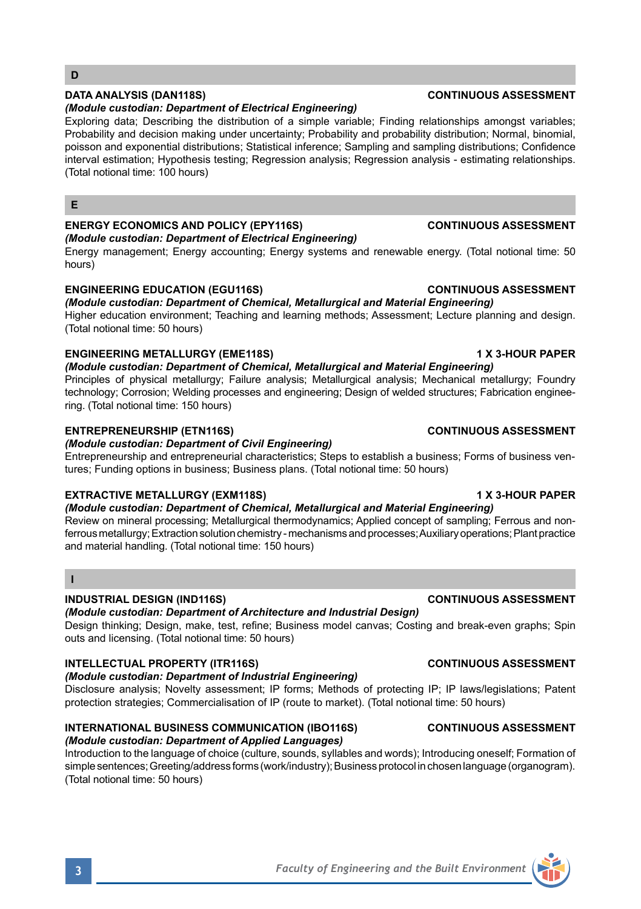## D

### DATA ANALYSIS (DAN118S) — CONTINUOUS ASSESSMENT

***(Module custodian: Department of Electrical Engineering)***

Exploring data; Describing the distribution of a simple variable; Finding relationships amongst variables; Probability and decision making under uncertainty; Probability and probability distribution; Normal, binomial, poisson and exponential distributions; Statistical inference; Sampling and sampling distributions; Confidence interval estimation; Hypothesis testing; Regression analysis; Regression analysis - estimating relationships. (Total notional time: 100 hours)

## E

### ENERGY ECONOMICS AND POLICY (EPY116S) — CONTINUOUS ASSESSMENT

***(Module custodian: Department of Electrical Engineering)***

Energy management; Energy accounting; Energy systems and renewable energy. (Total notional time: 50 hours)

### ENGINEERING EDUCATION (EGU116S) — CONTINUOUS ASSESSMENT

***(Module custodian: Department of Chemical, Metallurgical and Material Engineering)***

Higher education environment; Teaching and learning methods; Assessment; Lecture planning and design. (Total notional time: 50 hours)

### ENGINEERING METALLURGY (EME118S) — 1 X 3-HOUR PAPER

***(Module custodian: Department of Chemical, Metallurgical and Material Engineering)***

Principles of physical metallurgy; Failure analysis; Metallurgical analysis; Mechanical metallurgy; Foundry technology; Corrosion; Welding processes and engineering; Design of welded structures; Fabrication engineering. (Total notional time: 150 hours)

### ENTREPRENEURSHIP (ETN116S) — CONTINUOUS ASSESSMENT

***(Module custodian: Department of Civil Engineering)***

Entrepreneurship and entrepreneurial characteristics; Steps to establish a business; Forms of business ventures; Funding options in business; Business plans. (Total notional time: 50 hours)

### EXTRACTIVE METALLURGY (EXM118S) — 1 X 3-HOUR PAPER

***(Module custodian: Department of Chemical, Metallurgical and Material Engineering)***

Review on mineral processing; Metallurgical thermodynamics; Applied concept of sampling; Ferrous and non-ferrous metallurgy; Extraction solution chemistry - mechanisms and processes; Auxiliary operations; Plant practice and material handling. (Total notional time: 150 hours)

## I

### INDUSTRIAL DESIGN (IND116S) — CONTINUOUS ASSESSMENT

***(Module custodian: Department of Architecture and Industrial Design)***

Design thinking; Design, make, test, refine; Business model canvas; Costing and break-even graphs; Spin outs and licensing. (Total notional time: 50 hours)

### INTELLECTUAL PROPERTY (ITR116S) — CONTINUOUS ASSESSMENT

***(Module custodian: Department of Industrial Engineering)***

Disclosure analysis; Novelty assessment; IP forms; Methods of protecting IP; IP laws/legislations; Patent protection strategies; Commercialisation of IP (route to market). (Total notional time: 50 hours)

### INTERNATIONAL BUSINESS COMMUNICATION (IBO116S) — CONTINUOUS ASSESSMENT

***(Module custodian: Department of Applied Languages)***

Introduction to the language of choice (culture, sounds, syllables and words); Introducing oneself; Formation of simple sentences; Greeting/address forms (work/industry); Business protocol in chosen language (organogram). (Total notional time: 50 hours)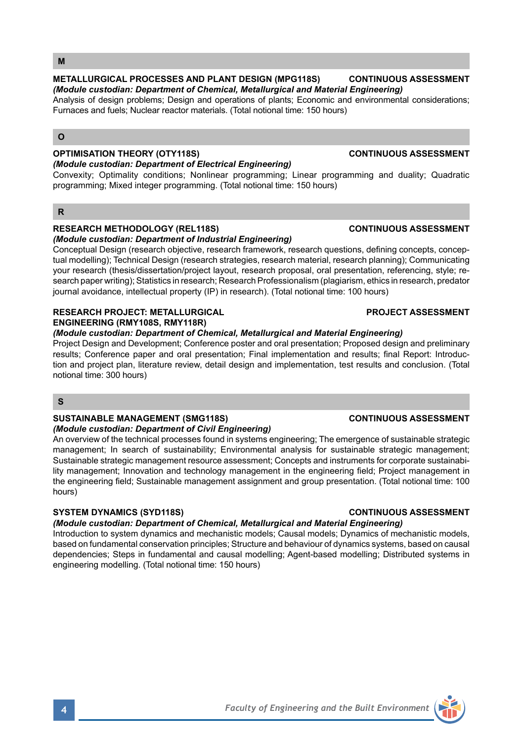## M

### METALLURGICAL PROCESSES AND PLANT DESIGN (MPG118S) — CONTINUOUS ASSESSMENT

***(Module custodian: Department of Chemical, Metallurgical and Material Engineering)***

Analysis of design problems; Design and operations of plants; Economic and environmental considerations; Furnaces and fuels; Nuclear reactor materials. (Total notional time: 150 hours)

## O

### OPTIMISATION THEORY (OTY118S) — CONTINUOUS ASSESSMENT

***(Module custodian: Department of Electrical Engineering)***

Convexity; Optimality conditions; Nonlinear programming; Linear programming and duality; Quadratic programming; Mixed integer programming. (Total notional time: 150 hours)

## R

### RESEARCH METHODOLOGY (REL118S) — CONTINUOUS ASSESSMENT

***(Module custodian: Department of Industrial Engineering)***

Conceptual Design (research objective, research framework, research questions, defining concepts, conceptual modelling); Technical Design (research strategies, research material, research planning); Communicating your research (thesis/dissertation/project layout, research proposal, oral presentation, referencing, style; research paper writing); Statistics in research; Research Professionalism (plagiarism, ethics in research, predator journal avoidance, intellectual property (IP) in research). (Total notional time: 100 hours)

### RESEARCH PROJECT: METALLURGICAL ENGINEERING (RMY108S, RMY118R) — PROJECT ASSESSMENT

***(Module custodian: Department of Chemical, Metallurgical and Material Engineering)***

Project Design and Development; Conference poster and oral presentation; Proposed design and preliminary results; Conference paper and oral presentation; Final implementation and results; final Report: Introduction and project plan, literature review, detail design and implementation, test results and conclusion. (Total notional time: 300 hours)

## S

### SUSTAINABLE MANAGEMENT (SMG118S) — CONTINUOUS ASSESSMENT

***(Module custodian: Department of Civil Engineering)***

An overview of the technical processes found in systems engineering; The emergence of sustainable strategic management; In search of sustainability; Environmental analysis for sustainable strategic management; Sustainable strategic management resource assessment; Concepts and instruments for corporate sustainability management; Innovation and technology management in the engineering field; Project management in the engineering field; Sustainable management assignment and group presentation. (Total notional time: 100 hours)

### SYSTEM DYNAMICS (SYD118S) — CONTINUOUS ASSESSMENT

***(Module custodian: Department of Chemical, Metallurgical and Material Engineering)***

Introduction to system dynamics and mechanistic models; Causal models; Dynamics of mechanistic models, based on fundamental conservation principles; Structure and behaviour of dynamics systems, based on causal dependencies; Steps in fundamental and causal modelling; Agent-based modelling; Distributed systems in engineering modelling. (Total notional time: 150 hours)